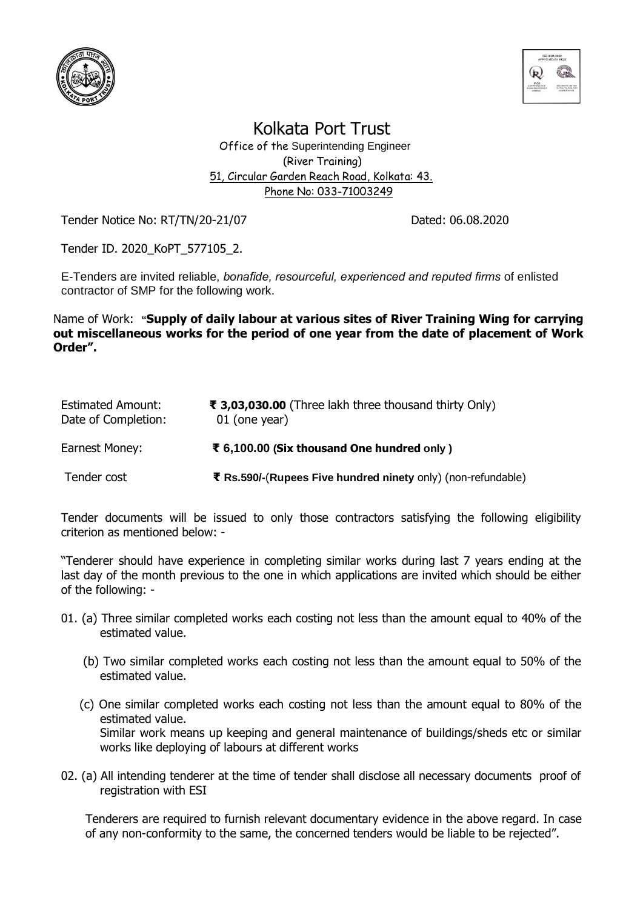# Kolkata Port Trust

Office of the Superintending Engineer
(River Training)
51, Circular Garden Reach Road, Kolkata: 43.
Phone No: 033-71003249

Tender Notice No: RT/TN/20-21/07 Dated: 06.08.2020

Tender ID. 2020_KoPT_577105_2.

E-Tenders are invited reliable, *bonafide, resourceful, experienced and reputed firms* of enlisted contractor of SMP for the following work.

Name of Work: **"Supply of daily labour at various sites of River Training Wing for carrying out miscellaneous works for the period of one year from the date of placement of Work Order".**

| | |
|---|---|
| Estimated Amount: | **₹ 3,03,030.00** (Three lakh three thousand thirty Only) |
| Date of Completion: | 01 (one year) |
| Earnest Money: | **₹ 6,100.00 (Six thousand One hundred only )** |
| Tender cost | **₹ Rs.590/-**(**Rupees Five hundred ninety** only) (non-refundable) |

Tender documents will be issued to only those contractors satisfying the following eligibility criterion as mentioned below: -

"Tenderer should have experience in completing similar works during last 7 years ending at the last day of the month previous to the one in which applications are invited which should be either of the following: -

01. (a) Three similar completed works each costing not less than the amount equal to 40% of the estimated value.

 (b) Two similar completed works each costing not less than the amount equal to 50% of the estimated value.

 (c) One similar completed works each costing not less than the amount equal to 80% of the estimated value.
 Similar work means up keeping and general maintenance of buildings/sheds etc or similar works like deploying of labours at different works

02. (a) All intending tenderer at the time of tender shall disclose all necessary documents proof of registration with ESI

 Tenderers are required to furnish relevant documentary evidence in the above regard. In case of any non-conformity to the same, the concerned tenders would be liable to be rejected".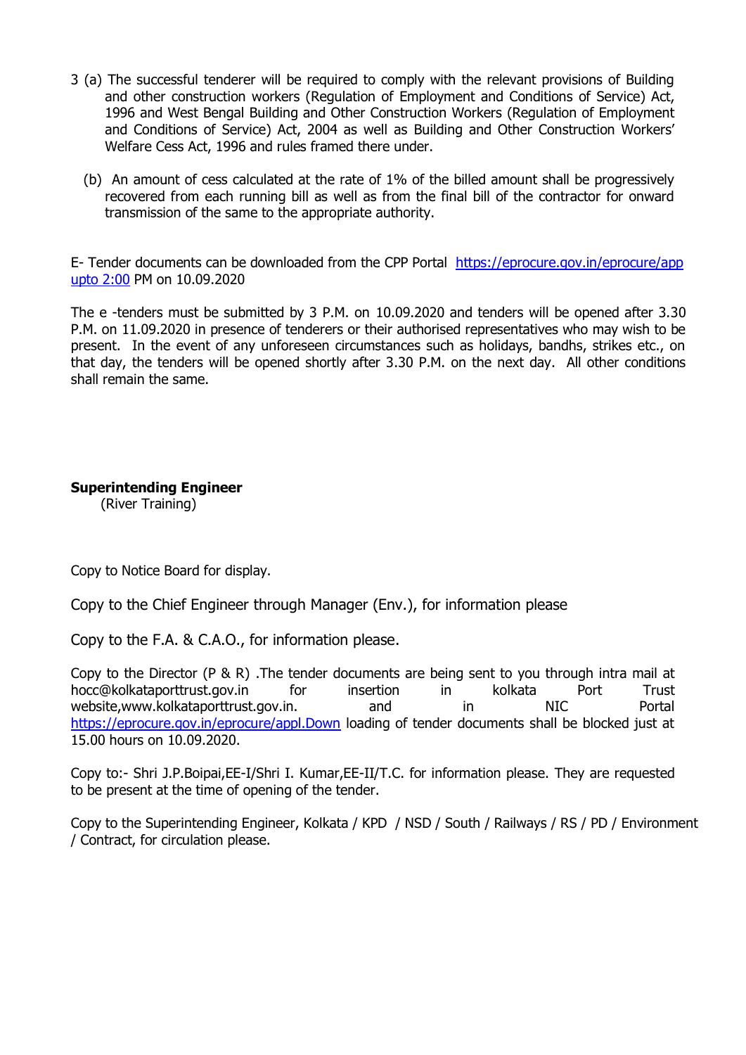3 (a) The successful tenderer will be required to comply with the relevant provisions of Building and other construction workers (Regulation of Employment and Conditions of Service) Act, 1996 and West Bengal Building and Other Construction Workers (Regulation of Employment and Conditions of Service) Act, 2004 as well as Building and Other Construction Workers' Welfare Cess Act, 1996 and rules framed there under.

(b) An amount of cess calculated at the rate of 1% of the billed amount shall be progressively recovered from each running bill as well as from the final bill of the contractor for onward transmission of the same to the appropriate authority.

E- Tender documents can be downloaded from the CPP Portal https://eprocure.gov.in/eprocure/app upto 2:00 PM on 10.09.2020

The e -tenders must be submitted by 3 P.M. on 10.09.2020 and tenders will be opened after 3.30 P.M. on 11.09.2020 in presence of tenderers or their authorised representatives who may wish to be present. In the event of any unforeseen circumstances such as holidays, bandhs, strikes etc., on that day, the tenders will be opened shortly after 3.30 P.M. on the next day. All other conditions shall remain the same.

**Superintending Engineer**
(River Training)

Copy to Notice Board for display.

Copy to the Chief Engineer through Manager (Env.), for information please

Copy to the F.A. & C.A.O., for information please.

Copy to the Director (P & R) .The tender documents are being sent to you through intra mail at hocc@kolkataporttrust.gov.in for insertion in kolkata Port Trust website,www.kolkataporttrust.gov.in. and in NIC Portal https://eprocure.gov.in/eprocure/appl.Down loading of tender documents shall be blocked just at 15.00 hours on 10.09.2020.

Copy to:- Shri J.P.Boipai,EE-I/Shri I. Kumar,EE-II/T.C. for information please. They are requested to be present at the time of opening of the tender.

Copy to the Superintending Engineer, Kolkata / KPD / NSD / South / Railways / RS / PD / Environment / Contract, for circulation please.